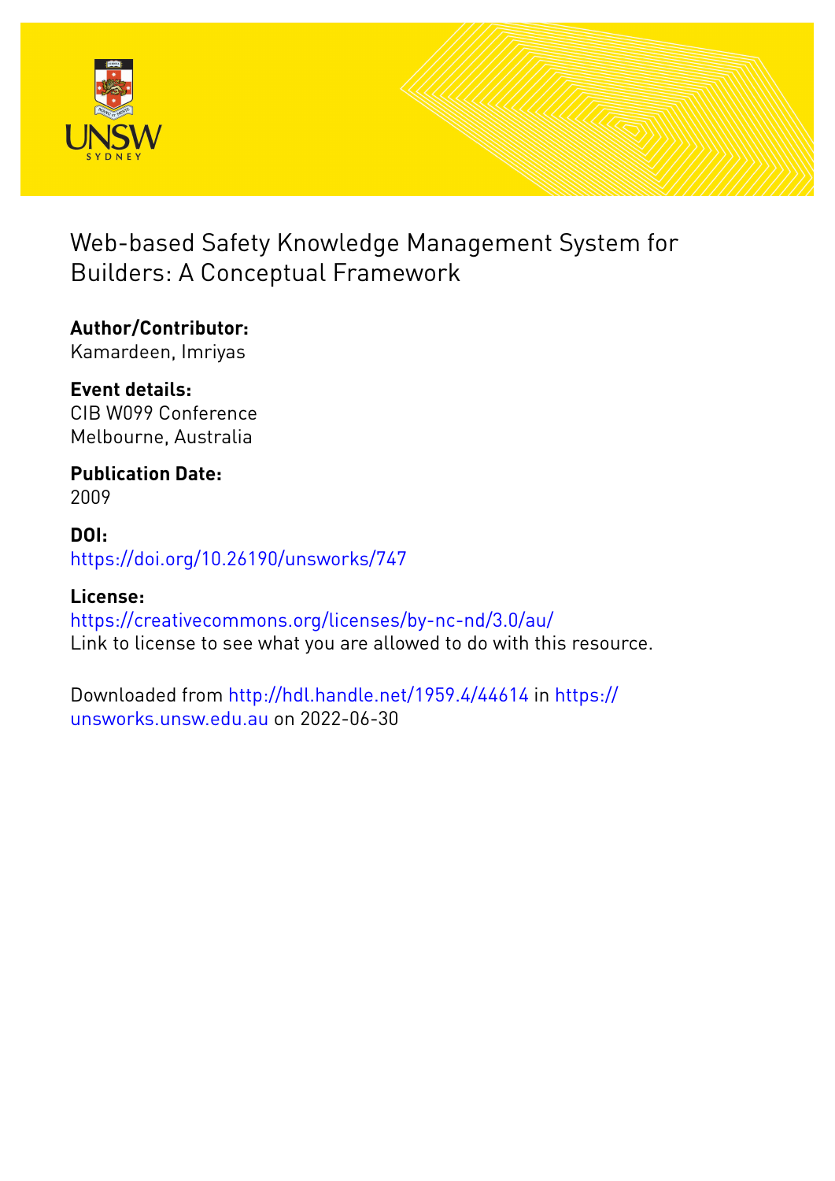# Web-based Safety Knowledge Management System for Builders: A Conceptual Framework

**Author/Contributor:**
Kamardeen, Imriyas

**Event details:**
CIB W099 Conference
Melbourne, Australia

**Publication Date:**
2009

**DOI:**
https://doi.org/10.26190/unsworks/747

**License:**
https://creativecommons.org/licenses/by-nc-nd/3.0/au/
Link to license to see what you are allowed to do with this resource.

Downloaded from http://hdl.handle.net/1959.4/44614 in https://unsworks.unsw.edu.au on 2022-06-30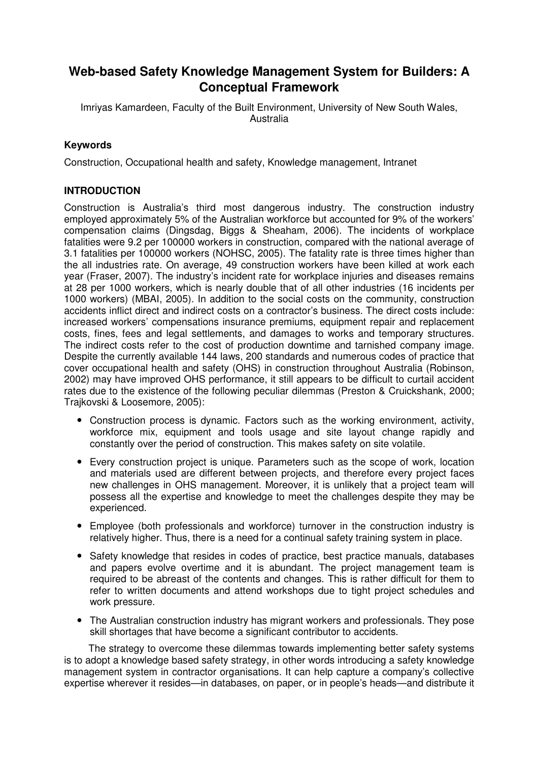# Web-based Safety Knowledge Management System for Builders: A Conceptual Framework

Imriyas Kamardeen, Faculty of the Built Environment, University of New South Wales, Australia

### Keywords

Construction, Occupational health and safety, Knowledge management, Intranet

### INTRODUCTION

Construction is Australia's third most dangerous industry. The construction industry employed approximately 5% of the Australian workforce but accounted for 9% of the workers' compensation claims (Dingsdag, Biggs & Sheaham, 2006). The incidents of workplace fatalities were 9.2 per 100000 workers in construction, compared with the national average of 3.1 fatalities per 100000 workers (NOHSC, 2005). The fatality rate is three times higher than the all industries rate. On average, 49 construction workers have been killed at work each year (Fraser, 2007). The industry's incident rate for workplace injuries and diseases remains at 28 per 1000 workers, which is nearly double that of all other industries (16 incidents per 1000 workers) (MBAI, 2005). In addition to the social costs on the community, construction accidents inflict direct and indirect costs on a contractor's business. The direct costs include: increased workers' compensations insurance premiums, equipment repair and replacement costs, fines, fees and legal settlements, and damages to works and temporary structures. The indirect costs refer to the cost of production downtime and tarnished company image. Despite the currently available 144 laws, 200 standards and numerous codes of practice that cover occupational health and safety (OHS) in construction throughout Australia (Robinson, 2002) may have improved OHS performance, it still appears to be difficult to curtail accident rates due to the existence of the following peculiar dilemmas (Preston & Cruickshank, 2000; Trajkovski & Loosemore, 2005):

- Construction process is dynamic. Factors such as the working environment, activity, workforce mix, equipment and tools usage and site layout change rapidly and constantly over the period of construction. This makes safety on site volatile.
- Every construction project is unique. Parameters such as the scope of work, location and materials used are different between projects, and therefore every project faces new challenges in OHS management. Moreover, it is unlikely that a project team will possess all the expertise and knowledge to meet the challenges despite they may be experienced.
- Employee (both professionals and workforce) turnover in the construction industry is relatively higher. Thus, there is a need for a continual safety training system in place.
- Safety knowledge that resides in codes of practice, best practice manuals, databases and papers evolve overtime and it is abundant. The project management team is required to be abreast of the contents and changes. This is rather difficult for them to refer to written documents and attend workshops due to tight project schedules and work pressure.
- The Australian construction industry has migrant workers and professionals. They pose skill shortages that have become a significant contributor to accidents.

The strategy to overcome these dilemmas towards implementing better safety systems is to adopt a knowledge based safety strategy, in other words introducing a safety knowledge management system in contractor organisations. It can help capture a company's collective expertise wherever it resides—in databases, on paper, or in people's heads—and distribute it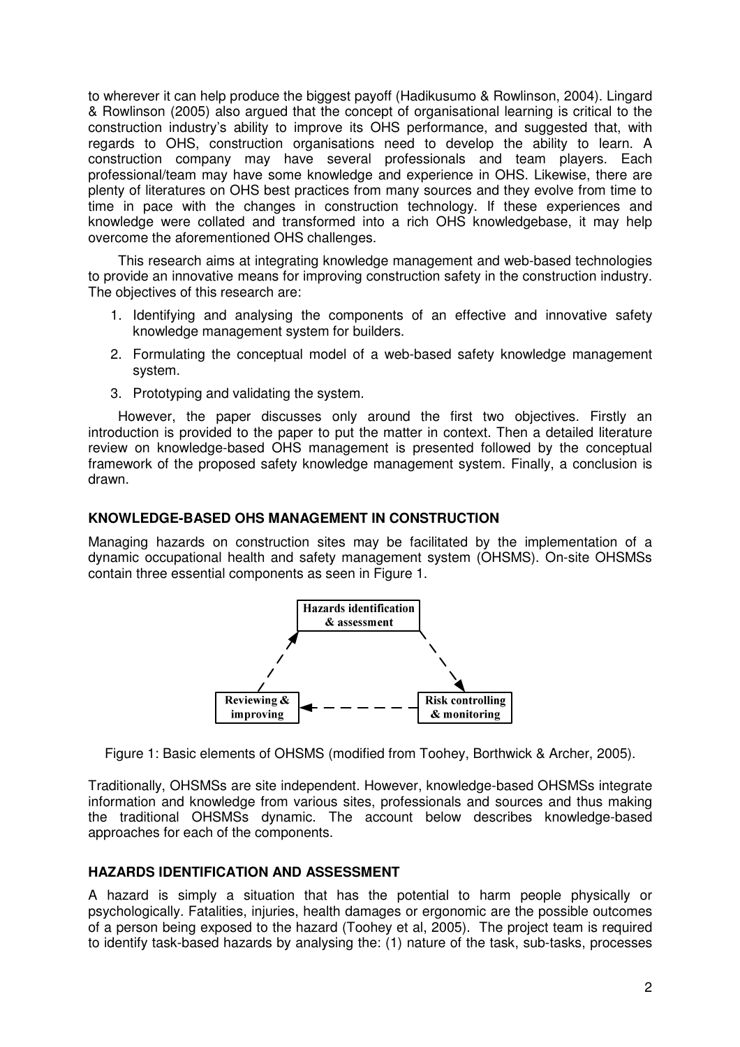to wherever it can help produce the biggest payoff (Hadikusumo & Rowlinson, 2004). Lingard & Rowlinson (2005) also argued that the concept of organisational learning is critical to the construction industry's ability to improve its OHS performance, and suggested that, with regards to OHS, construction organisations need to develop the ability to learn. A construction company may have several professionals and team players. Each professional/team may have some knowledge and experience in OHS. Likewise, there are plenty of literatures on OHS best practices from many sources and they evolve from time to time in pace with the changes in construction technology. If these experiences and knowledge were collated and transformed into a rich OHS knowledgebase, it may help overcome the aforementioned OHS challenges.

This research aims at integrating knowledge management and web-based technologies to provide an innovative means for improving construction safety in the construction industry. The objectives of this research are:

1. Identifying and analysing the components of an effective and innovative safety knowledge management system for builders.
2. Formulating the conceptual model of a web-based safety knowledge management system.
3. Prototyping and validating the system.

However, the paper discusses only around the first two objectives. Firstly an introduction is provided to the paper to put the matter in context. Then a detailed literature review on knowledge-based OHS management is presented followed by the conceptual framework of the proposed safety knowledge management system. Finally, a conclusion is drawn.

## KNOWLEDGE-BASED OHS MANAGEMENT IN CONSTRUCTION

Managing hazards on construction sites may be facilitated by the implementation of a dynamic occupational health and safety management system (OHSMS). On-site OHSMSs contain three essential components as seen in Figure 1.

Figure 1: Basic elements of OHSMS (modified from Toohey, Borthwick & Archer, 2005).

Traditionally, OHSMSs are site independent. However, knowledge-based OHSMSs integrate information and knowledge from various sites, professionals and sources and thus making the traditional OHSMSs dynamic. The account below describes knowledge-based approaches for each of the components.

## HAZARDS IDENTIFICATION AND ASSESSMENT

A hazard is simply a situation that has the potential to harm people physically or psychologically. Fatalities, injuries, health damages or ergonomic are the possible outcomes of a person being exposed to the hazard (Toohey et al, 2005). The project team is required to identify task-based hazards by analysing the: (1) nature of the task, sub-tasks, processes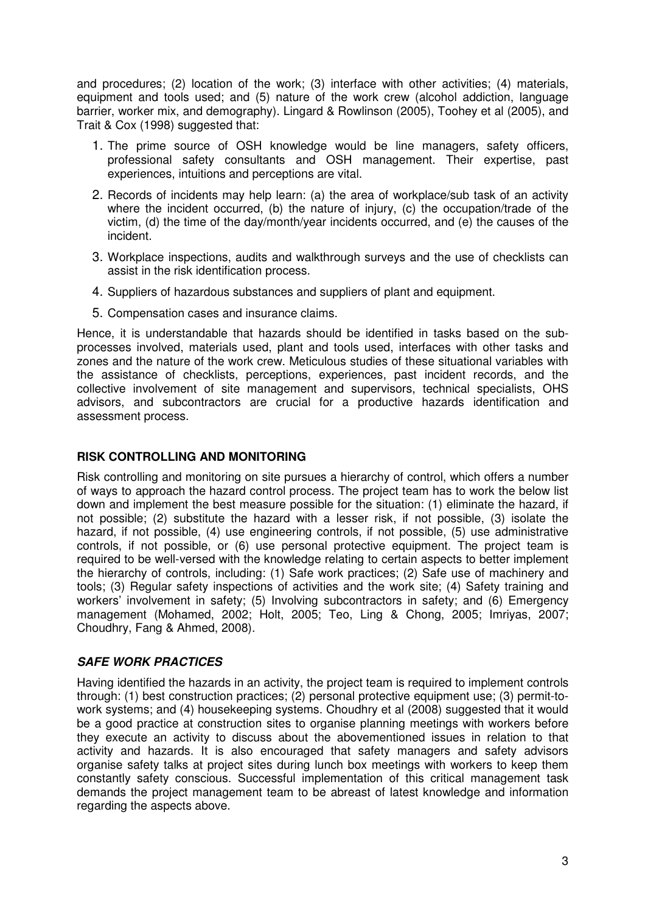and procedures; (2) location of the work; (3) interface with other activities; (4) materials, equipment and tools used; and (5) nature of the work crew (alcohol addiction, language barrier, worker mix, and demography). Lingard & Rowlinson (2005), Toohey et al (2005), and Trait & Cox (1998) suggested that:

1. The prime source of OSH knowledge would be line managers, safety officers, professional safety consultants and OSH management. Their expertise, past experiences, intuitions and perceptions are vital.
2. Records of incidents may help learn: (a) the area of workplace/sub task of an activity where the incident occurred, (b) the nature of injury, (c) the occupation/trade of the victim, (d) the time of the day/month/year incidents occurred, and (e) the causes of the incident.
3. Workplace inspections, audits and walkthrough surveys and the use of checklists can assist in the risk identification process.
4. Suppliers of hazardous substances and suppliers of plant and equipment.
5. Compensation cases and insurance claims.

Hence, it is understandable that hazards should be identified in tasks based on the sub-processes involved, materials used, plant and tools used, interfaces with other tasks and zones and the nature of the work crew. Meticulous studies of these situational variables with the assistance of checklists, perceptions, experiences, past incident records, and the collective involvement of site management and supervisors, technical specialists, OHS advisors, and subcontractors are crucial for a productive hazards identification and assessment process.

## RISK CONTROLLING AND MONITORING

Risk controlling and monitoring on site pursues a hierarchy of control, which offers a number of ways to approach the hazard control process. The project team has to work the below list down and implement the best measure possible for the situation: (1) eliminate the hazard, if not possible; (2) substitute the hazard with a lesser risk, if not possible, (3) isolate the hazard, if not possible, (4) use engineering controls, if not possible, (5) use administrative controls, if not possible, or (6) use personal protective equipment. The project team is required to be well-versed with the knowledge relating to certain aspects to better implement the hierarchy of controls, including: (1) Safe work practices; (2) Safe use of machinery and tools; (3) Regular safety inspections of activities and the work site; (4) Safety training and workers' involvement in safety; (5) Involving subcontractors in safety; and (6) Emergency management (Mohamed, 2002; Holt, 2005; Teo, Ling & Chong, 2005; Imriyas, 2007; Choudhry, Fang & Ahmed, 2008).

### *SAFE WORK PRACTICES*

Having identified the hazards in an activity, the project team is required to implement controls through: (1) best construction practices; (2) personal protective equipment use; (3) permit-to-work systems; and (4) housekeeping systems. Choudhry et al (2008) suggested that it would be a good practice at construction sites to organise planning meetings with workers before they execute an activity to discuss about the abovementioned issues in relation to that activity and hazards. It is also encouraged that safety managers and safety advisors organise safety talks at project sites during lunch box meetings with workers to keep them constantly safety conscious. Successful implementation of this critical management task demands the project management team to be abreast of latest knowledge and information regarding the aspects above.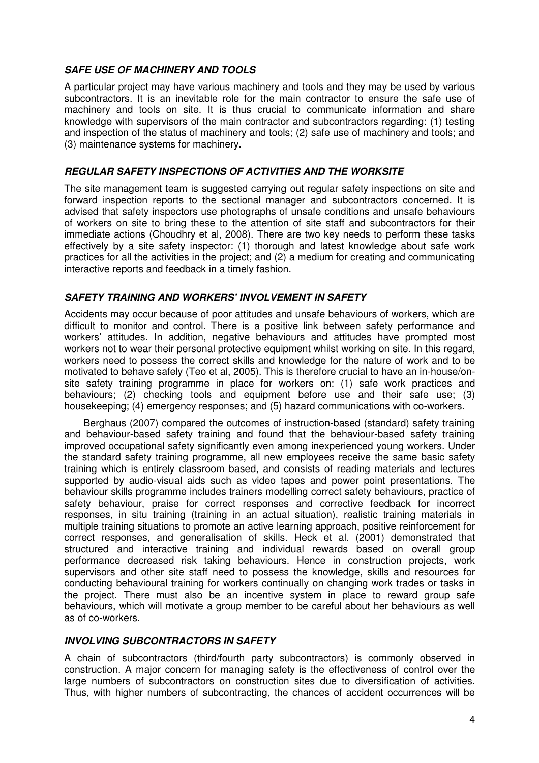### *SAFE USE OF MACHINERY AND TOOLS*

A particular project may have various machinery and tools and they may be used by various subcontractors. It is an inevitable role for the main contractor to ensure the safe use of machinery and tools on site. It is thus crucial to communicate information and share knowledge with supervisors of the main contractor and subcontractors regarding: (1) testing and inspection of the status of machinery and tools; (2) safe use of machinery and tools; and (3) maintenance systems for machinery.

### *REGULAR SAFETY INSPECTIONS OF ACTIVITIES AND THE WORKSITE*

The site management team is suggested carrying out regular safety inspections on site and forward inspection reports to the sectional manager and subcontractors concerned. It is advised that safety inspectors use photographs of unsafe conditions and unsafe behaviours of workers on site to bring these to the attention of site staff and subcontractors for their immediate actions (Choudhry et al, 2008). There are two key needs to perform these tasks effectively by a site safety inspector: (1) thorough and latest knowledge about safe work practices for all the activities in the project; and (2) a medium for creating and communicating interactive reports and feedback in a timely fashion.

### *SAFETY TRAINING AND WORKERS' INVOLVEMENT IN SAFETY*

Accidents may occur because of poor attitudes and unsafe behaviours of workers, which are difficult to monitor and control. There is a positive link between safety performance and workers' attitudes. In addition, negative behaviours and attitudes have prompted most workers not to wear their personal protective equipment whilst working on site. In this regard, workers need to possess the correct skills and knowledge for the nature of work and to be motivated to behave safely (Teo et al, 2005). This is therefore crucial to have an in-house/on-site safety training programme in place for workers on: (1) safe work practices and behaviours; (2) checking tools and equipment before use and their safe use; (3) housekeeping; (4) emergency responses; and (5) hazard communications with co-workers.

Berghaus (2007) compared the outcomes of instruction-based (standard) safety training and behaviour-based safety training and found that the behaviour-based safety training improved occupational safety significantly even among inexperienced young workers. Under the standard safety training programme, all new employees receive the same basic safety training which is entirely classroom based, and consists of reading materials and lectures supported by audio-visual aids such as video tapes and power point presentations. The behaviour skills programme includes trainers modelling correct safety behaviours, practice of safety behaviour, praise for correct responses and corrective feedback for incorrect responses, in situ training (training in an actual situation), realistic training materials in multiple training situations to promote an active learning approach, positive reinforcement for correct responses, and generalisation of skills. Heck et al. (2001) demonstrated that structured and interactive training and individual rewards based on overall group performance decreased risk taking behaviours. Hence in construction projects, work supervisors and other site staff need to possess the knowledge, skills and resources for conducting behavioural training for workers continually on changing work trades or tasks in the project. There must also be an incentive system in place to reward group safe behaviours, which will motivate a group member to be careful about her behaviours as well as of co-workers.

### *INVOLVING SUBCONTRACTORS IN SAFETY*

A chain of subcontractors (third/fourth party subcontractors) is commonly observed in construction. A major concern for managing safety is the effectiveness of control over the large numbers of subcontractors on construction sites due to diversification of activities. Thus, with higher numbers of subcontracting, the chances of accident occurrences will be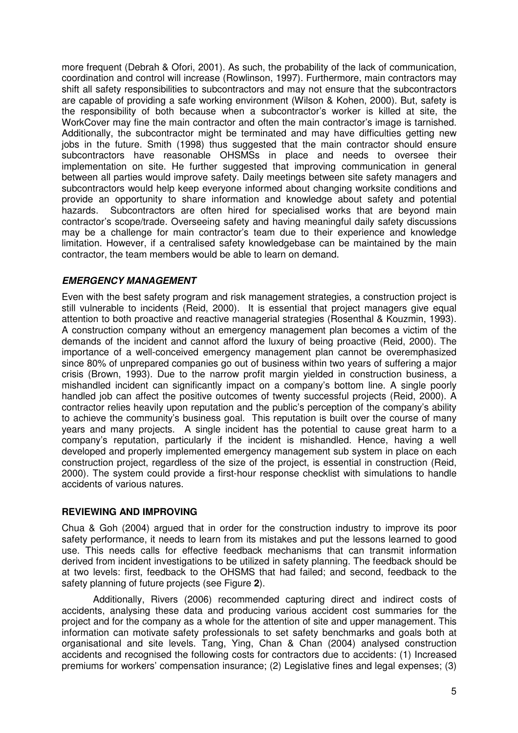more frequent (Debrah & Ofori, 2001). As such, the probability of the lack of communication, coordination and control will increase (Rowlinson, 1997). Furthermore, main contractors may shift all safety responsibilities to subcontractors and may not ensure that the subcontractors are capable of providing a safe working environment (Wilson & Kohen, 2000). But, safety is the responsibility of both because when a subcontractor's worker is killed at site, the WorkCover may fine the main contractor and often the main contractor's image is tarnished. Additionally, the subcontractor might be terminated and may have difficulties getting new jobs in the future. Smith (1998) thus suggested that the main contractor should ensure subcontractors have reasonable OHSMSs in place and needs to oversee their implementation on site. He further suggested that improving communication in general between all parties would improve safety. Daily meetings between site safety managers and subcontractors would help keep everyone informed about changing worksite conditions and provide an opportunity to share information and knowledge about safety and potential hazards. Subcontractors are often hired for specialised works that are beyond main contractor's scope/trade. Overseeing safety and having meaningful daily safety discussions may be a challenge for main contractor's team due to their experience and knowledge limitation. However, if a centralised safety knowledgebase can be maintained by the main contractor, the team members would be able to learn on demand.

### *EMERGENCY MANAGEMENT*

Even with the best safety program and risk management strategies, a construction project is still vulnerable to incidents (Reid, 2000). It is essential that project managers give equal attention to both proactive and reactive managerial strategies (Rosenthal & Kouzmin, 1993). A construction company without an emergency management plan becomes a victim of the demands of the incident and cannot afford the luxury of being proactive (Reid, 2000). The importance of a well-conceived emergency management plan cannot be overemphasized since 80% of unprepared companies go out of business within two years of suffering a major crisis (Brown, 1993). Due to the narrow profit margin yielded in construction business, a mishandled incident can significantly impact on a company's bottom line. A single poorly handled job can affect the positive outcomes of twenty successful projects (Reid, 2000). A contractor relies heavily upon reputation and the public's perception of the company's ability to achieve the community's business goal. This reputation is built over the course of many years and many projects. A single incident has the potential to cause great harm to a company's reputation, particularly if the incident is mishandled. Hence, having a well developed and properly implemented emergency management sub system in place on each construction project, regardless of the size of the project, is essential in construction (Reid, 2000). The system could provide a first-hour response checklist with simulations to handle accidents of various natures.

### REVIEWING AND IMPROVING

Chua & Goh (2004) argued that in order for the construction industry to improve its poor safety performance, it needs to learn from its mistakes and put the lessons learned to good use. This needs calls for effective feedback mechanisms that can transmit information derived from incident investigations to be utilized in safety planning. The feedback should be at two levels: first, feedback to the OHSMS that had failed; and second, feedback to the safety planning of future projects (see Figure **2**).

Additionally, Rivers (2006) recommended capturing direct and indirect costs of accidents, analysing these data and producing various accident cost summaries for the project and for the company as a whole for the attention of site and upper management. This information can motivate safety professionals to set safety benchmarks and goals both at organisational and site levels. Tang, Ying, Chan & Chan (2004) analysed construction accidents and recognised the following costs for contractors due to accidents: (1) Increased premiums for workers' compensation insurance; (2) Legislative fines and legal expenses; (3)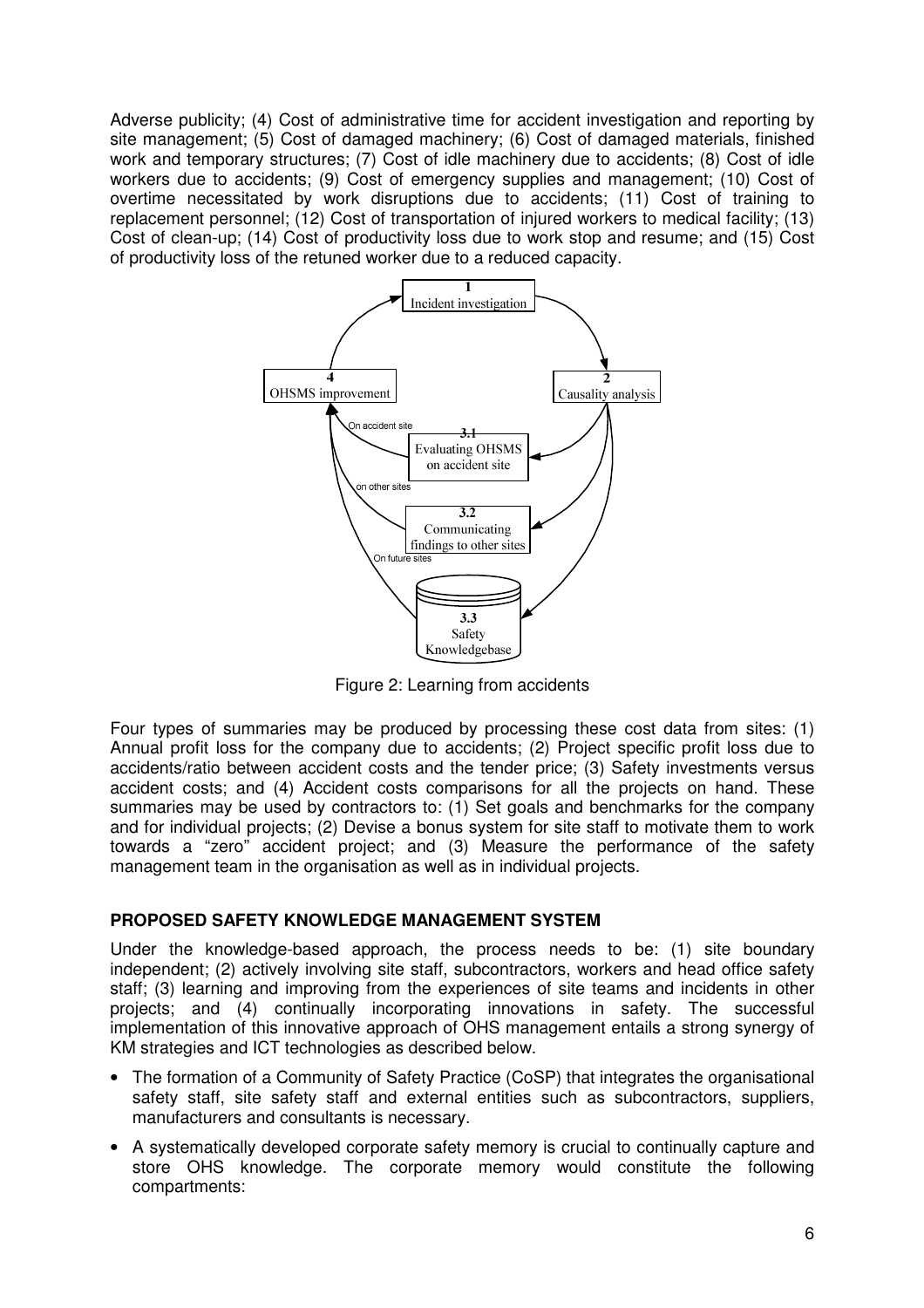Adverse publicity; (4) Cost of administrative time for accident investigation and reporting by site management; (5) Cost of damaged machinery; (6) Cost of damaged materials, finished work and temporary structures; (7) Cost of idle machinery due to accidents; (8) Cost of idle workers due to accidents; (9) Cost of emergency supplies and management; (10) Cost of overtime necessitated by work disruptions due to accidents; (11) Cost of training to replacement personnel; (12) Cost of transportation of injured workers to medical facility; (13) Cost of clean-up; (14) Cost of productivity loss due to work stop and resume; and (15) Cost of productivity loss of the retuned worker due to a reduced capacity.

Figure 2: Learning from accidents

Four types of summaries may be produced by processing these cost data from sites: (1) Annual profit loss for the company due to accidents; (2) Project specific profit loss due to accidents/ratio between accident costs and the tender price; (3) Safety investments versus accident costs; and (4) Accident costs comparisons for all the projects on hand. These summaries may be used by contractors to: (1) Set goals and benchmarks for the company and for individual projects; (2) Devise a bonus system for site staff to motivate them to work towards a "zero" accident project; and (3) Measure the performance of the safety management team in the organisation as well as in individual projects.

## PROPOSED SAFETY KNOWLEDGE MANAGEMENT SYSTEM

Under the knowledge-based approach, the process needs to be: (1) site boundary independent; (2) actively involving site staff, subcontractors, workers and head office safety staff; (3) learning and improving from the experiences of site teams and incidents in other projects; and (4) continually incorporating innovations in safety. The successful implementation of this innovative approach of OHS management entails a strong synergy of KM strategies and ICT technologies as described below.

- The formation of a Community of Safety Practice (CoSP) that integrates the organisational safety staff, site safety staff and external entities such as subcontractors, suppliers, manufacturers and consultants is necessary.
- A systematically developed corporate safety memory is crucial to continually capture and store OHS knowledge. The corporate memory would constitute the following compartments: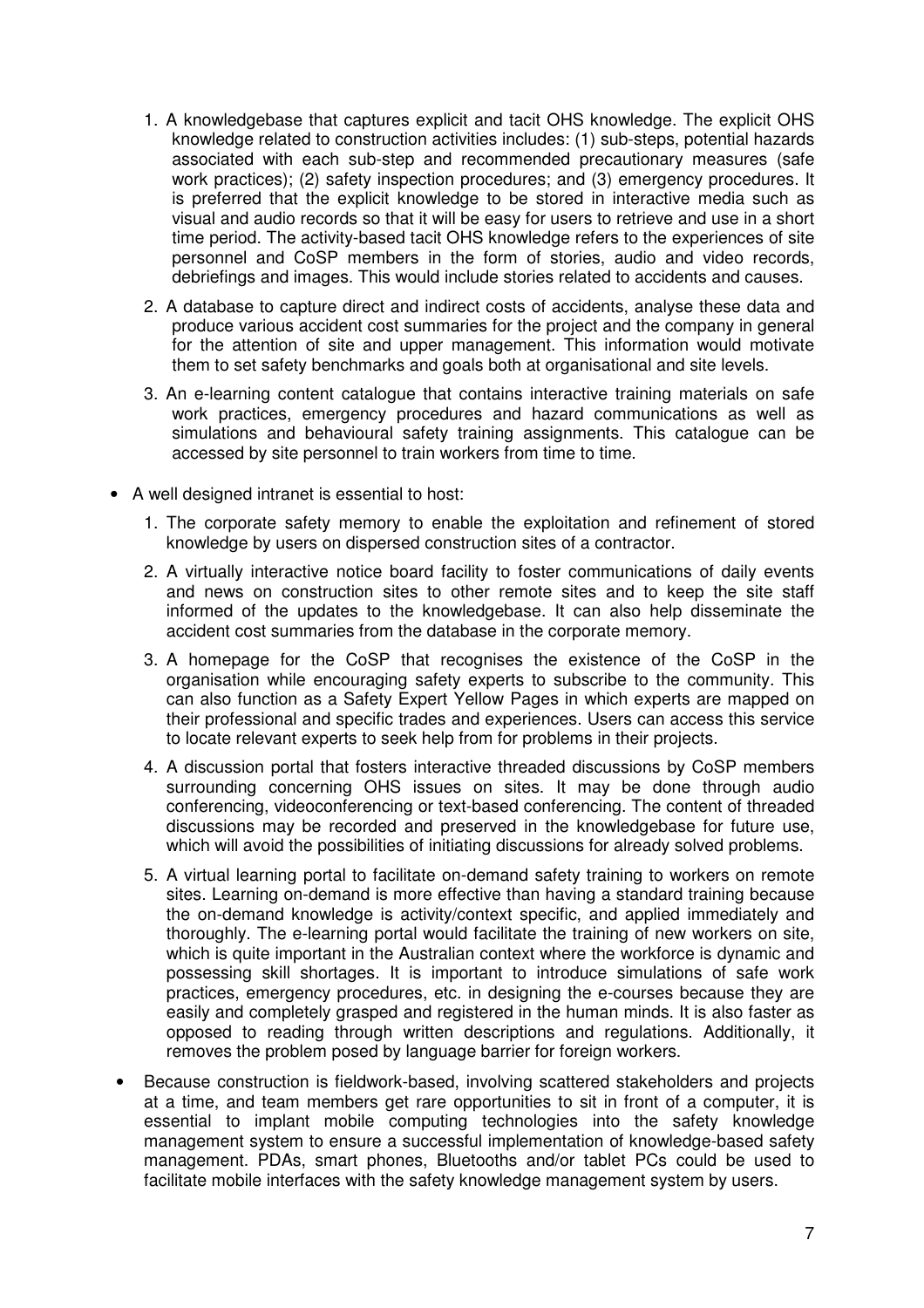1. A knowledgebase that captures explicit and tacit OHS knowledge. The explicit OHS knowledge related to construction activities includes: (1) sub-steps, potential hazards associated with each sub-step and recommended precautionary measures (safe work practices); (2) safety inspection procedures; and (3) emergency procedures. It is preferred that the explicit knowledge to be stored in interactive media such as visual and audio records so that it will be easy for users to retrieve and use in a short time period. The activity-based tacit OHS knowledge refers to the experiences of site personnel and CoSP members in the form of stories, audio and video records, debriefings and images. This would include stories related to accidents and causes.

2. A database to capture direct and indirect costs of accidents, analyse these data and produce various accident cost summaries for the project and the company in general for the attention of site and upper management. This information would motivate them to set safety benchmarks and goals both at organisational and site levels.

3. An e-learning content catalogue that contains interactive training materials on safe work practices, emergency procedures and hazard communications as well as simulations and behavioural safety training assignments. This catalogue can be accessed by site personnel to train workers from time to time.

- A well designed intranet is essential to host:

  1. The corporate safety memory to enable the exploitation and refinement of stored knowledge by users on dispersed construction sites of a contractor.

  2. A virtually interactive notice board facility to foster communications of daily events and news on construction sites to other remote sites and to keep the site staff informed of the updates to the knowledgebase. It can also help disseminate the accident cost summaries from the database in the corporate memory.

  3. A homepage for the CoSP that recognises the existence of the CoSP in the organisation while encouraging safety experts to subscribe to the community. This can also function as a Safety Expert Yellow Pages in which experts are mapped on their professional and specific trades and experiences. Users can access this service to locate relevant experts to seek help from for problems in their projects.

  4. A discussion portal that fosters interactive threaded discussions by CoSP members surrounding concerning OHS issues on sites. It may be done through audio conferencing, videoconferencing or text-based conferencing. The content of threaded discussions may be recorded and preserved in the knowledgebase for future use, which will avoid the possibilities of initiating discussions for already solved problems.

  5. A virtual learning portal to facilitate on-demand safety training to workers on remote sites. Learning on-demand is more effective than having a standard training because the on-demand knowledge is activity/context specific, and applied immediately and thoroughly. The e-learning portal would facilitate the training of new workers on site, which is quite important in the Australian context where the workforce is dynamic and possessing skill shortages. It is important to introduce simulations of safe work practices, emergency procedures, etc. in designing the e-courses because they are easily and completely grasped and registered in the human minds. It is also faster as opposed to reading through written descriptions and regulations. Additionally, it removes the problem posed by language barrier for foreign workers.

- Because construction is fieldwork-based, involving scattered stakeholders and projects at a time, and team members get rare opportunities to sit in front of a computer, it is essential to implant mobile computing technologies into the safety knowledge management system to ensure a successful implementation of knowledge-based safety management. PDAs, smart phones, Bluetooths and/or tablet PCs could be used to facilitate mobile interfaces with the safety knowledge management system by users.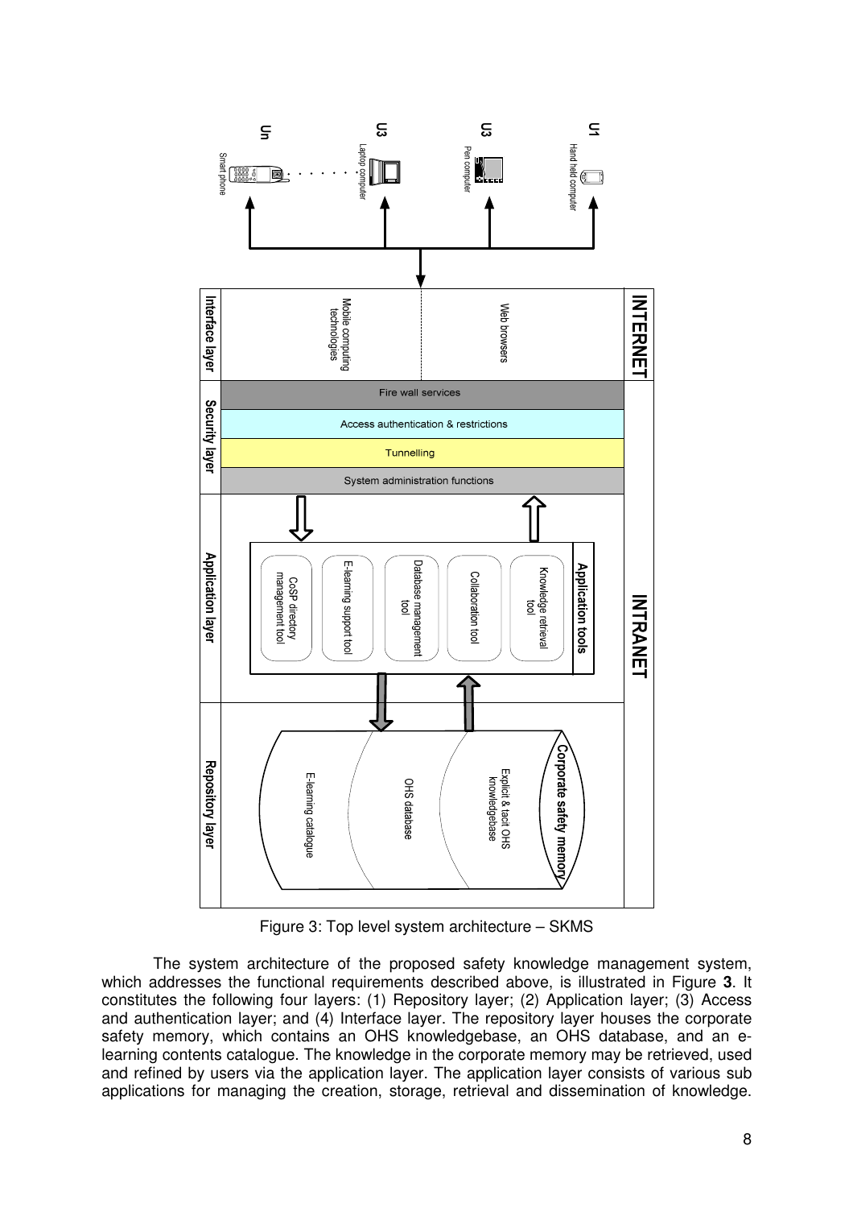Figure 3: Top level system architecture – SKMS

The system architecture of the proposed safety knowledge management system, which addresses the functional requirements described above, is illustrated in Figure **3**. It constitutes the following four layers: (1) Repository layer; (2) Application layer; (3) Access and authentication layer; and (4) Interface layer. The repository layer houses the corporate safety memory, which contains an OHS knowledgebase, an OHS database, and an e-learning contents catalogue. The knowledge in the corporate memory may be retrieved, used and refined by users via the application layer. The application layer consists of various sub applications for managing the creation, storage, retrieval and dissemination of knowledge.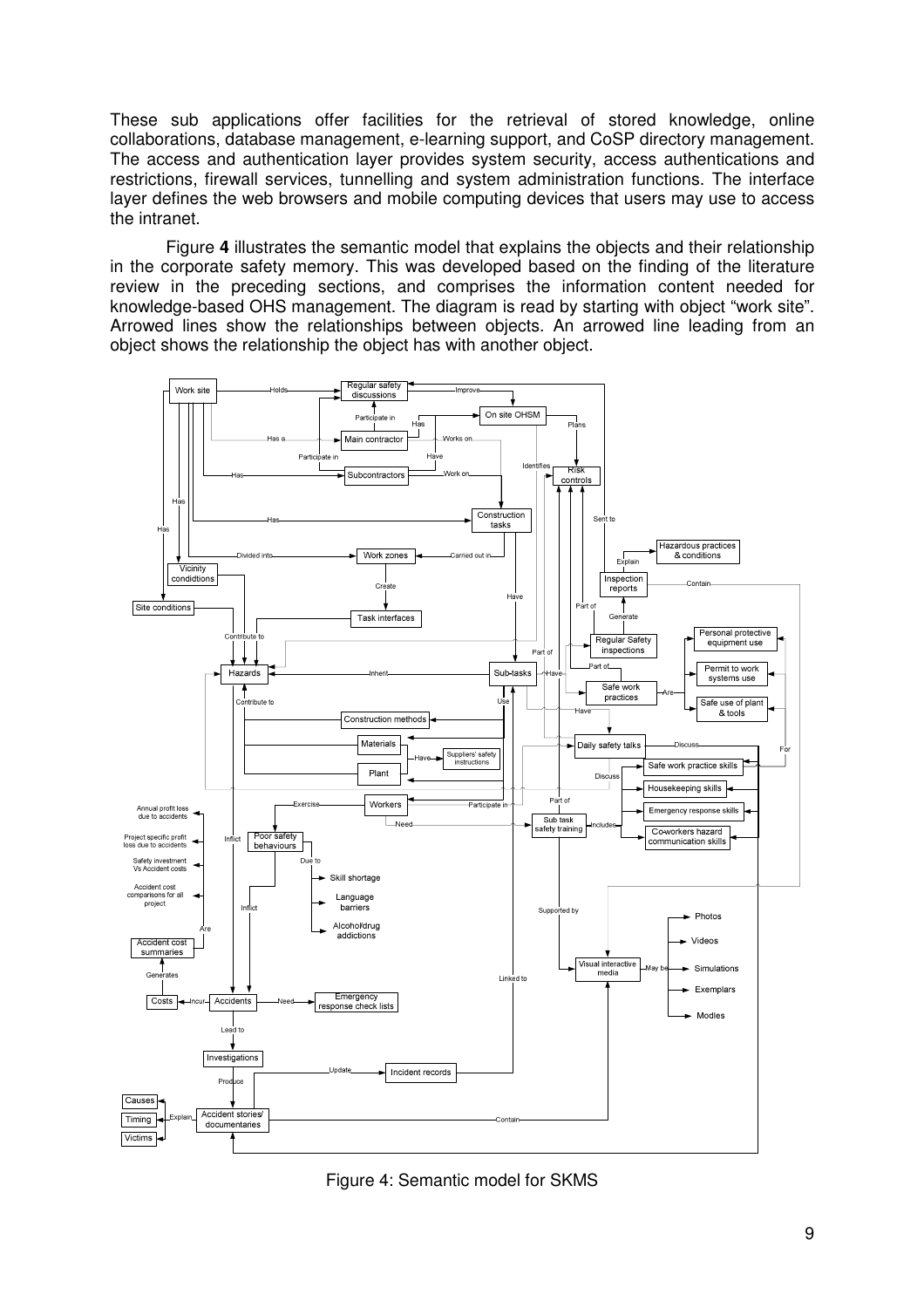These sub applications offer facilities for the retrieval of stored knowledge, online collaborations, database management, e-learning support, and CoSP directory management. The access and authentication layer provides system security, access authentications and restrictions, firewall services, tunnelling and system administration functions. The interface layer defines the web browsers and mobile computing devices that users may use to access the intranet.

Figure **4** illustrates the semantic model that explains the objects and their relationship in the corporate safety memory. This was developed based on the finding of the literature review in the preceding sections, and comprises the information content needed for knowledge-based OHS management. The diagram is read by starting with object "work site". Arrowed lines show the relationships between objects. An arrowed line leading from an object shows the relationship the object has with another object.

Figure 4: Semantic model for SKMS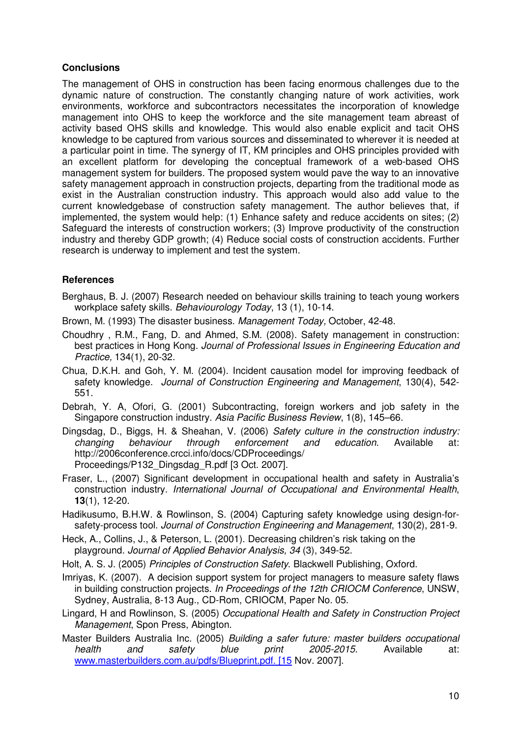## Conclusions

The management of OHS in construction has been facing enormous challenges due to the dynamic nature of construction. The constantly changing nature of work activities, work environments, workforce and subcontractors necessitates the incorporation of knowledge management into OHS to keep the workforce and the site management team abreast of activity based OHS skills and knowledge. This would also enable explicit and tacit OHS knowledge to be captured from various sources and disseminated to wherever it is needed at a particular point in time. The synergy of IT, KM principles and OHS principles provided with an excellent platform for developing the conceptual framework of a web-based OHS management system for builders. The proposed system would pave the way to an innovative safety management approach in construction projects, departing from the traditional mode as exist in the Australian construction industry. This approach would also add value to the current knowledgebase of construction safety management. The author believes that, if implemented, the system would help: (1) Enhance safety and reduce accidents on sites; (2) Safeguard the interests of construction workers; (3) Improve productivity of the construction industry and thereby GDP growth; (4) Reduce social costs of construction accidents. Further research is underway to implement and test the system.

## References

Berghaus, B. J. (2007) Research needed on behaviour skills training to teach young workers workplace safety skills. *Behaviourology Today*, 13 (1), 10-14.

Brown, M. (1993) The disaster business. *Management Today,* October, 42-48.

Choudhry , R.M., Fang, D. and Ahmed, S.M. (2008). Safety management in construction: best practices in Hong Kong. *Journal of Professional Issues in Engineering Education and Practice,* 134(1), 20-32.

Chua, D.K.H. and Goh, Y. M. (2004). Incident causation model for improving feedback of safety knowledge. *Journal of Construction Engineering and Management*, 130(4), 542-551.

Debrah, Y. A, Ofori, G. (2001) Subcontracting, foreign workers and job safety in the Singapore construction industry. *Asia Pacific Business Review*, 1(8), 145–66.

Dingsdag, D., Biggs, H. & Sheahan, V. (2006) *Safety culture in the construction industry: changing behaviour through enforcement and education*. Available at: http://2006conference.crcci.info/docs/CDProceedings/Proceedings/P132_Dingsdag_R.pdf [3 Oct. 2007].

Fraser, L., (2007) Significant development in occupational health and safety in Australia's construction industry. *International Journal of Occupational and Environmental Health*, **13**(1), 12-20.

Hadikusumo, B.H.W. & Rowlinson, S. (2004) Capturing safety knowledge using design-for-safety-process tool. *Journal of Construction Engineering and Management*, 130(2), 281-9.

Heck, A., Collins, J., & Peterson, L. (2001). Decreasing children's risk taking on the playground. *Journal of Applied Behavior Analysis, 34* (3), 349-52.

Holt, A. S. J. (2005) *Principles of Construction Safety*. Blackwell Publishing, Oxford.

Imriyas, K. (2007). A decision support system for project managers to measure safety flaws in building construction projects. *In Proceedings of the 12th CRIOCM Conference*, UNSW, Sydney, Australia, 8-13 Aug., CD-Rom, CRIOCM, Paper No. 05.

Lingard, H and Rowlinson, S. (2005) *Occupational Health and Safety in Construction Project Management*, Spon Press, Abington.

Master Builders Australia Inc. (2005) *Building a safer future: master builders occupational health and safety blue print 2005-2015*. Available at: www.masterbuilders.com.au/pdfs/Blueprint.pdf. [15 Nov. 2007].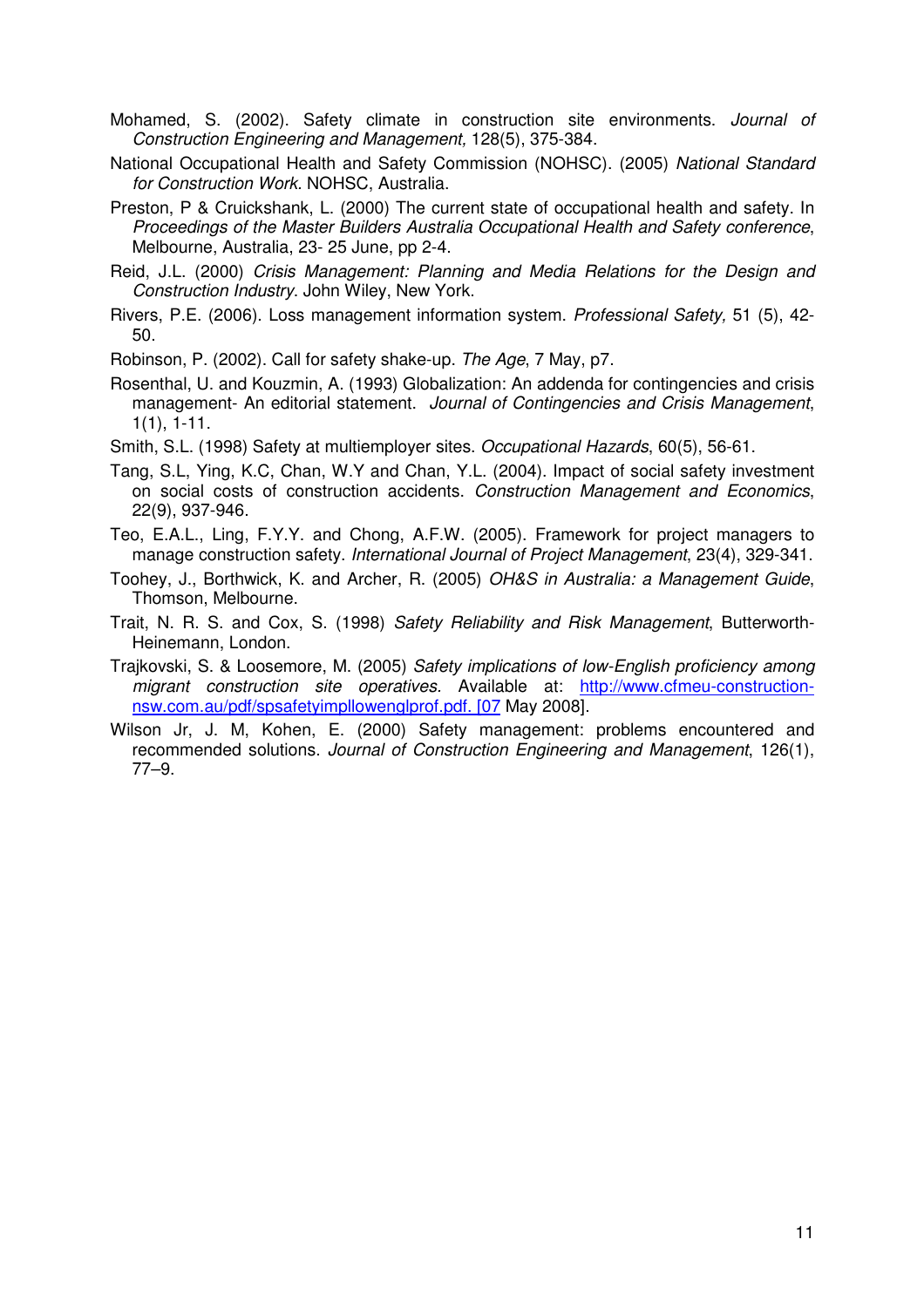Mohamed, S. (2002). Safety climate in construction site environments. *Journal of Construction Engineering and Management,* 128(5), 375-384.

National Occupational Health and Safety Commission (NOHSC). (2005) *National Standard for Construction Work*. NOHSC, Australia.

Preston, P & Cruickshank, L. (2000) The current state of occupational health and safety. In *Proceedings of the Master Builders Australia Occupational Health and Safety conference*, Melbourne, Australia, 23- 25 June, pp 2-4.

Reid, J.L. (2000) *Crisis Management: Planning and Media Relations for the Design and Construction Industry*. John Wiley, New York.

Rivers, P.E. (2006). Loss management information system. *Professional Safety,* 51 (5), 42-50.

Robinson, P. (2002). Call for safety shake-up. *The Age*, 7 May, p7.

Rosenthal, U. and Kouzmin, A. (1993) Globalization: An addenda for contingencies and crisis management- An editorial statement. *Journal of Contingencies and Crisis Management*, 1(1), 1-11.

Smith, S.L. (1998) Safety at multiemployer sites. *Occupational Hazards*, 60(5), 56-61.

Tang, S.L, Ying, K.C, Chan, W.Y and Chan, Y.L. (2004). Impact of social safety investment on social costs of construction accidents. *Construction Management and Economics*, 22(9), 937-946.

Teo, E.A.L., Ling, F.Y.Y. and Chong, A.F.W. (2005). Framework for project managers to manage construction safety. *International Journal of Project Management*, 23(4), 329-341.

Toohey, J., Borthwick, K. and Archer, R. (2005) *OH&S in Australia: a Management Guide*, Thomson, Melbourne.

Trait, N. R. S. and Cox, S. (1998) *Safety Reliability and Risk Management*, Butterworth-Heinemann, London.

Trajkovski, S. & Loosemore, M. (2005) *Safety implications of low-English proficiency among migrant construction site operatives*. Available at: http://www.cfmeu-construction-nsw.com.au/pdf/spsafetyimpllowenglprof.pdf. [07 May 2008].

Wilson Jr, J. M, Kohen, E. (2000) Safety management: problems encountered and recommended solutions. *Journal of Construction Engineering and Management*, 126(1), 77–9.